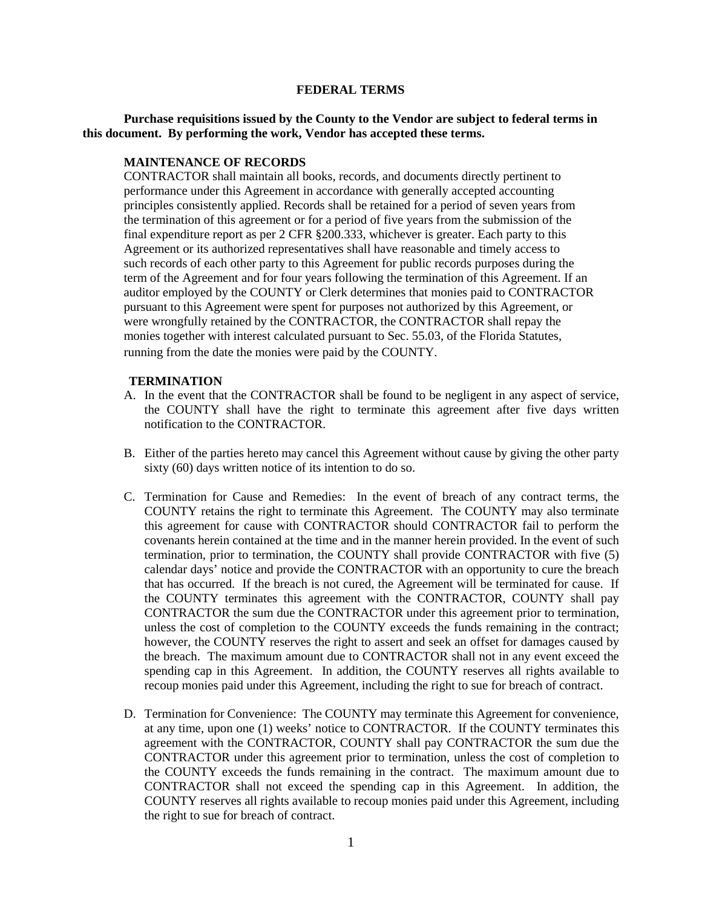# FEDERAL TERMS

**Purchase requisitions issued by the County to the Vendor are subject to federal terms in this document. By performing the work, Vendor has accepted these terms.**

**MAINTENANCE OF RECORDS**

CONTRACTOR shall maintain all books, records, and documents directly pertinent to performance under this Agreement in accordance with generally accepted accounting principles consistently applied. Records shall be retained for a period of seven years from the termination of this agreement or for a period of five years from the submission of the final expenditure report as per 2 CFR §200.333, whichever is greater. Each party to this Agreement or its authorized representatives shall have reasonable and timely access to such records of each other party to this Agreement for public records purposes during the term of the Agreement and for four years following the termination of this Agreement. If an auditor employed by the COUNTY or Clerk determines that monies paid to CONTRACTOR pursuant to this Agreement were spent for purposes not authorized by this Agreement, or were wrongfully retained by the CONTRACTOR, the CONTRACTOR shall repay the monies together with interest calculated pursuant to Sec. 55.03, of the Florida Statutes, running from the date the monies were paid by the COUNTY.

**TERMINATION**

A. In the event that the CONTRACTOR shall be found to be negligent in any aspect of service, the COUNTY shall have the right to terminate this agreement after five days written notification to the CONTRACTOR.

B. Either of the parties hereto may cancel this Agreement without cause by giving the other party sixty (60) days written notice of its intention to do so.

C. Termination for Cause and Remedies: In the event of breach of any contract terms, the COUNTY retains the right to terminate this Agreement. The COUNTY may also terminate this agreement for cause with CONTRACTOR should CONTRACTOR fail to perform the covenants herein contained at the time and in the manner herein provided. In the event of such termination, prior to termination, the COUNTY shall provide CONTRACTOR with five (5) calendar days' notice and provide the CONTRACTOR with an opportunity to cure the breach that has occurred. If the breach is not cured, the Agreement will be terminated for cause. If the COUNTY terminates this agreement with the CONTRACTOR, COUNTY shall pay CONTRACTOR the sum due the CONTRACTOR under this agreement prior to termination, unless the cost of completion to the COUNTY exceeds the funds remaining in the contract; however, the COUNTY reserves the right to assert and seek an offset for damages caused by the breach. The maximum amount due to CONTRACTOR shall not in any event exceed the spending cap in this Agreement. In addition, the COUNTY reserves all rights available to recoup monies paid under this Agreement, including the right to sue for breach of contract.

D. Termination for Convenience: The COUNTY may terminate this Agreement for convenience, at any time, upon one (1) weeks' notice to CONTRACTOR. If the COUNTY terminates this agreement with the CONTRACTOR, COUNTY shall pay CONTRACTOR the sum due the CONTRACTOR under this agreement prior to termination, unless the cost of completion to the COUNTY exceeds the funds remaining in the contract. The maximum amount due to CONTRACTOR shall not exceed the spending cap in this Agreement. In addition, the COUNTY reserves all rights available to recoup monies paid under this Agreement, including the right to sue for breach of contract.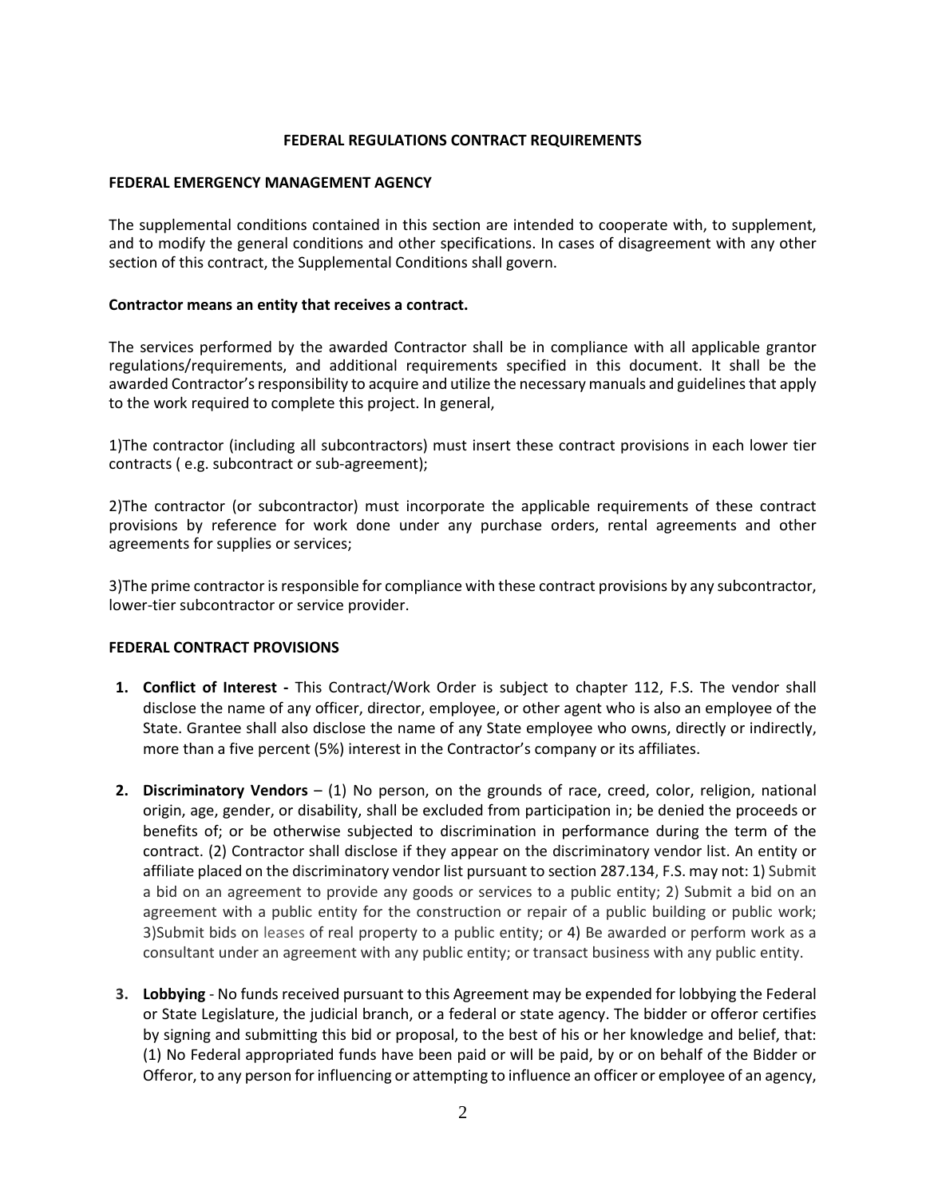**FEDERAL REGULATIONS CONTRACT REQUIREMENTS**

**FEDERAL EMERGENCY MANAGEMENT AGENCY**

The supplemental conditions contained in this section are intended to cooperate with, to supplement, and to modify the general conditions and other specifications. In cases of disagreement with any other section of this contract, the Supplemental Conditions shall govern.

**Contractor means an entity that receives a contract.**

The services performed by the awarded Contractor shall be in compliance with all applicable grantor regulations/requirements, and additional requirements specified in this document. It shall be the awarded Contractor's responsibility to acquire and utilize the necessary manuals and guidelines that apply to the work required to complete this project. In general,

1)The contractor (including all subcontractors) must insert these contract provisions in each lower tier contracts ( e.g. subcontract or sub-agreement);

2)The contractor (or subcontractor) must incorporate the applicable requirements of these contract provisions by reference for work done under any purchase orders, rental agreements and other agreements for supplies or services;

3)The prime contractor is responsible for compliance with these contract provisions by any subcontractor, lower-tier subcontractor or service provider.

**FEDERAL CONTRACT PROVISIONS**

1. **Conflict of Interest -** This Contract/Work Order is subject to chapter 112, F.S. The vendor shall disclose the name of any officer, director, employee, or other agent who is also an employee of the State. Grantee shall also disclose the name of any State employee who owns, directly or indirectly, more than a five percent (5%) interest in the Contractor's company or its affiliates.

2. **Discriminatory Vendors** – (1) No person, on the grounds of race, creed, color, religion, national origin, age, gender, or disability, shall be excluded from participation in; be denied the proceeds or benefits of; or be otherwise subjected to discrimination in performance during the term of the contract. (2) Contractor shall disclose if they appear on the discriminatory vendor list. An entity or affiliate placed on the discriminatory vendor list pursuant to section 287.134, F.S. may not: 1) Submit a bid on an agreement to provide any goods or services to a public entity; 2) Submit a bid on an agreement with a public entity for the construction or repair of a public building or public work; 3)Submit bids on leases of real property to a public entity; or 4) Be awarded or perform work as a consultant under an agreement with any public entity; or transact business with any public entity.

3. **Lobbying** - No funds received pursuant to this Agreement may be expended for lobbying the Federal or State Legislature, the judicial branch, or a federal or state agency. The bidder or offeror certifies by signing and submitting this bid or proposal, to the best of his or her knowledge and belief, that: (1) No Federal appropriated funds have been paid or will be paid, by or on behalf of the Bidder or Offeror, to any person for influencing or attempting to influence an officer or employee of an agency,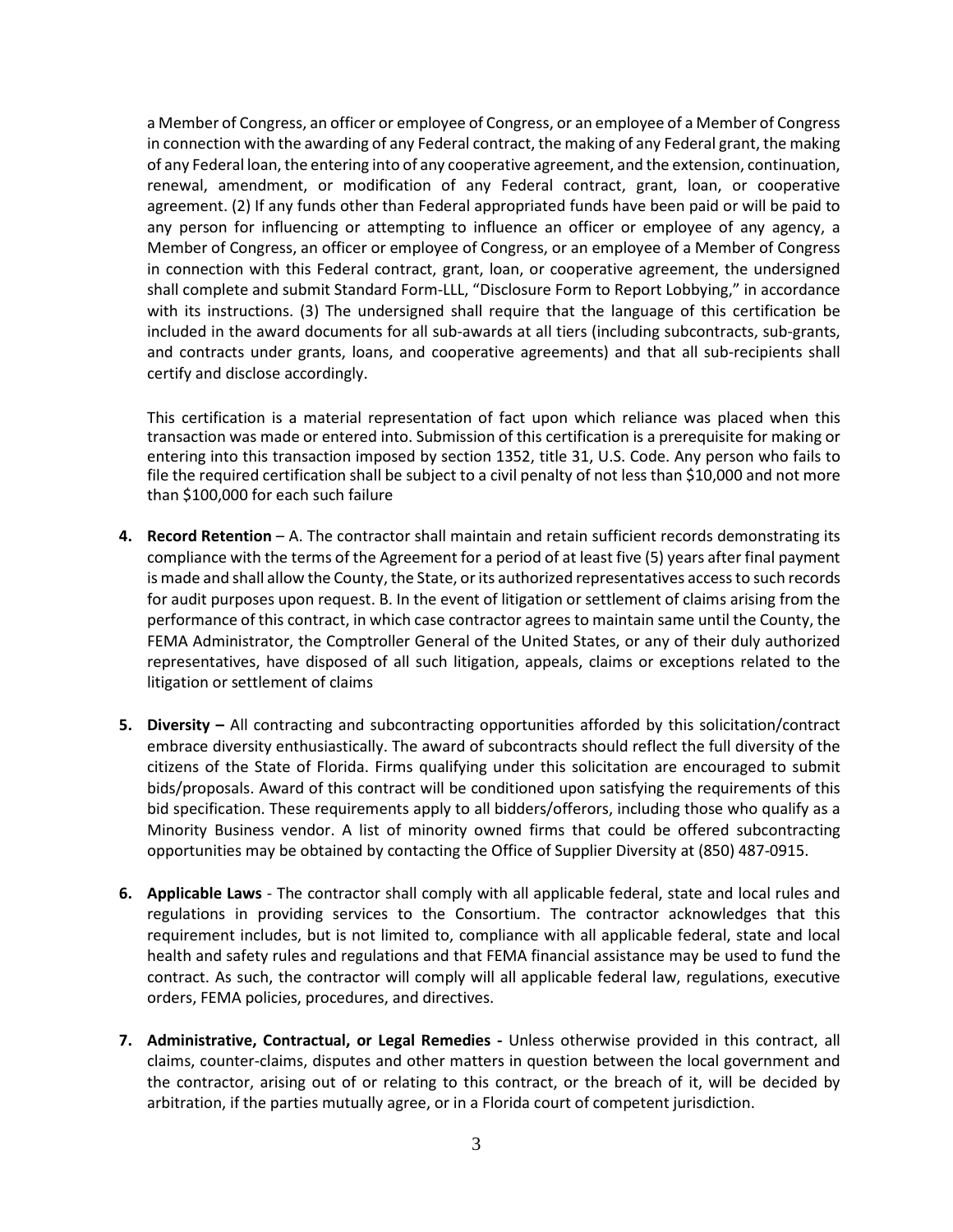a Member of Congress, an officer or employee of Congress, or an employee of a Member of Congress in connection with the awarding of any Federal contract, the making of any Federal grant, the making of any Federal loan, the entering into of any cooperative agreement, and the extension, continuation, renewal, amendment, or modification of any Federal contract, grant, loan, or cooperative agreement. (2) If any funds other than Federal appropriated funds have been paid or will be paid to any person for influencing or attempting to influence an officer or employee of any agency, a Member of Congress, an officer or employee of Congress, or an employee of a Member of Congress in connection with this Federal contract, grant, loan, or cooperative agreement, the undersigned shall complete and submit Standard Form-LLL, "Disclosure Form to Report Lobbying," in accordance with its instructions. (3) The undersigned shall require that the language of this certification be included in the award documents for all sub-awards at all tiers (including subcontracts, sub-grants, and contracts under grants, loans, and cooperative agreements) and that all sub-recipients shall certify and disclose accordingly.

This certification is a material representation of fact upon which reliance was placed when this transaction was made or entered into. Submission of this certification is a prerequisite for making or entering into this transaction imposed by section 1352, title 31, U.S. Code. Any person who fails to file the required certification shall be subject to a civil penalty of not less than $10,000 and not more than $100,000 for each such failure

4. **Record Retention** – A. The contractor shall maintain and retain sufficient records demonstrating its compliance with the terms of the Agreement for a period of at least five (5) years after final payment is made and shall allow the County, the State, or its authorized representatives access to such records for audit purposes upon request. B. In the event of litigation or settlement of claims arising from the performance of this contract, in which case contractor agrees to maintain same until the County, the FEMA Administrator, the Comptroller General of the United States, or any of their duly authorized representatives, have disposed of all such litigation, appeals, claims or exceptions related to the litigation or settlement of claims

5. **Diversity –** All contracting and subcontracting opportunities afforded by this solicitation/contract embrace diversity enthusiastically. The award of subcontracts should reflect the full diversity of the citizens of the State of Florida. Firms qualifying under this solicitation are encouraged to submit bids/proposals. Award of this contract will be conditioned upon satisfying the requirements of this bid specification. These requirements apply to all bidders/offerors, including those who qualify as a Minority Business vendor. A list of minority owned firms that could be offered subcontracting opportunities may be obtained by contacting the Office of Supplier Diversity at (850) 487-0915.

6. **Applicable Laws** - The contractor shall comply with all applicable federal, state and local rules and regulations in providing services to the Consortium. The contractor acknowledges that this requirement includes, but is not limited to, compliance with all applicable federal, state and local health and safety rules and regulations and that FEMA financial assistance may be used to fund the contract. As such, the contractor will comply will all applicable federal law, regulations, executive orders, FEMA policies, procedures, and directives.

7. **Administrative, Contractual, or Legal Remedies -** Unless otherwise provided in this contract, all claims, counter-claims, disputes and other matters in question between the local government and the contractor, arising out of or relating to this contract, or the breach of it, will be decided by arbitration, if the parties mutually agree, or in a Florida court of competent jurisdiction.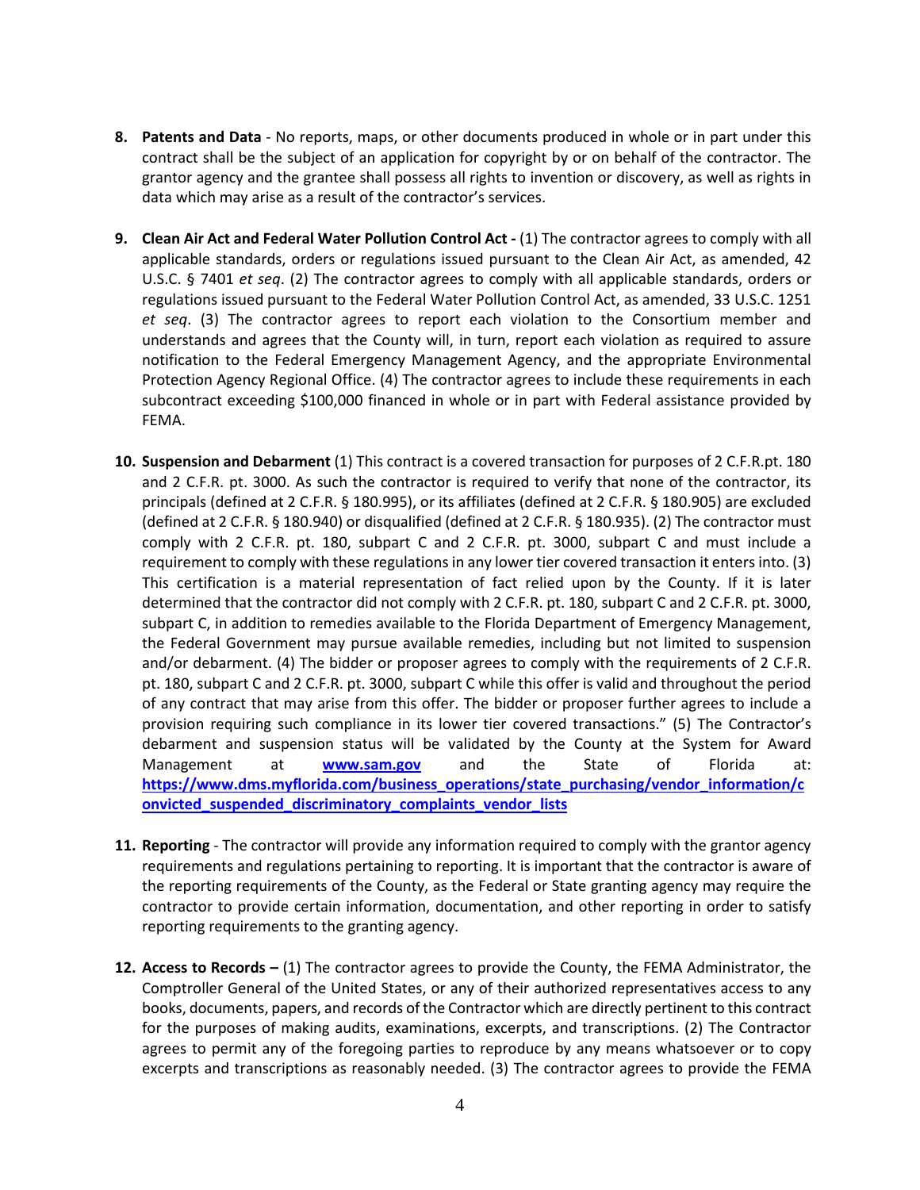8. **Patents and Data** - No reports, maps, or other documents produced in whole or in part under this contract shall be the subject of an application for copyright by or on behalf of the contractor. The grantor agency and the grantee shall possess all rights to invention or discovery, as well as rights in data which may arise as a result of the contractor's services.

9. **Clean Air Act and Federal Water Pollution Control Act -** (1) The contractor agrees to comply with all applicable standards, orders or regulations issued pursuant to the Clean Air Act, as amended, 42 U.S.C. § 7401 *et seq*. (2) The contractor agrees to comply with all applicable standards, orders or regulations issued pursuant to the Federal Water Pollution Control Act, as amended, 33 U.S.C. 1251 *et seq*. (3) The contractor agrees to report each violation to the Consortium member and understands and agrees that the County will, in turn, report each violation as required to assure notification to the Federal Emergency Management Agency, and the appropriate Environmental Protection Agency Regional Office. (4) The contractor agrees to include these requirements in each subcontract exceeding $100,000 financed in whole or in part with Federal assistance provided by FEMA.

10. **Suspension and Debarment** (1) This contract is a covered transaction for purposes of 2 C.F.R.pt. 180 and 2 C.F.R. pt. 3000. As such the contractor is required to verify that none of the contractor, its principals (defined at 2 C.F.R. § 180.995), or its affiliates (defined at 2 C.F.R. § 180.905) are excluded (defined at 2 C.F.R. § 180.940) or disqualified (defined at 2 C.F.R. § 180.935). (2) The contractor must comply with 2 C.F.R. pt. 180, subpart C and 2 C.F.R. pt. 3000, subpart C and must include a requirement to comply with these regulations in any lower tier covered transaction it enters into. (3) This certification is a material representation of fact relied upon by the County. If it is later determined that the contractor did not comply with 2 C.F.R. pt. 180, subpart C and 2 C.F.R. pt. 3000, subpart C, in addition to remedies available to the Florida Department of Emergency Management, the Federal Government may pursue available remedies, including but not limited to suspension and/or debarment. (4) The bidder or proposer agrees to comply with the requirements of 2 C.F.R. pt. 180, subpart C and 2 C.F.R. pt. 3000, subpart C while this offer is valid and throughout the period of any contract that may arise from this offer. The bidder or proposer further agrees to include a provision requiring such compliance in its lower tier covered transactions." (5) The Contractor's debarment and suspension status will be validated by the County at the System for Award Management at **www.sam.gov** and the State of Florida at: **https://www.dms.myflorida.com/business_operations/state_purchasing/vendor_information/convicted_suspended_discriminatory_complaints_vendor_lists**

11. **Reporting** - The contractor will provide any information required to comply with the grantor agency requirements and regulations pertaining to reporting. It is important that the contractor is aware of the reporting requirements of the County, as the Federal or State granting agency may require the contractor to provide certain information, documentation, and other reporting in order to satisfy reporting requirements to the granting agency.

12. **Access to Records –** (1) The contractor agrees to provide the County, the FEMA Administrator, the Comptroller General of the United States, or any of their authorized representatives access to any books, documents, papers, and records of the Contractor which are directly pertinent to this contract for the purposes of making audits, examinations, excerpts, and transcriptions. (2) The Contractor agrees to permit any of the foregoing parties to reproduce by any means whatsoever or to copy excerpts and transcriptions as reasonably needed. (3) The contractor agrees to provide the FEMA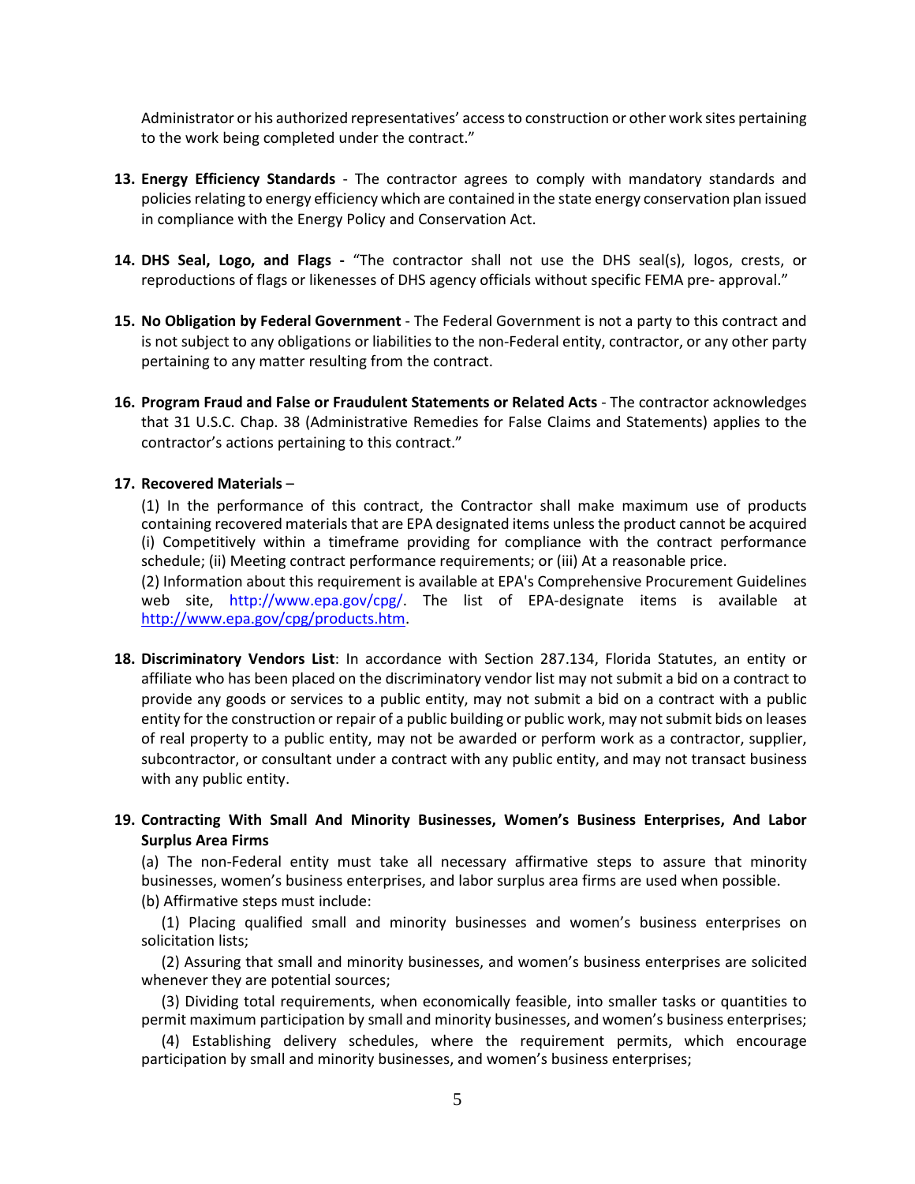Administrator or his authorized representatives' access to construction or other work sites pertaining to the work being completed under the contract."

13. **Energy Efficiency Standards** - The contractor agrees to comply with mandatory standards and policies relating to energy efficiency which are contained in the state energy conservation plan issued in compliance with the Energy Policy and Conservation Act.

14. **DHS Seal, Logo, and Flags -** "The contractor shall not use the DHS seal(s), logos, crests, or reproductions of flags or likenesses of DHS agency officials without specific FEMA pre- approval."

15. **No Obligation by Federal Government** - The Federal Government is not a party to this contract and is not subject to any obligations or liabilities to the non-Federal entity, contractor, or any other party pertaining to any matter resulting from the contract.

16. **Program Fraud and False or Fraudulent Statements or Related Acts** - The contractor acknowledges that 31 U.S.C. Chap. 38 (Administrative Remedies for False Claims and Statements) applies to the contractor's actions pertaining to this contract."

17. **Recovered Materials** –

    (1) In the performance of this contract, the Contractor shall make maximum use of products containing recovered materials that are EPA designated items unless the product cannot be acquired (i) Competitively within a timeframe providing for compliance with the contract performance schedule; (ii) Meeting contract performance requirements; or (iii) At a reasonable price.

    (2) Information about this requirement is available at EPA's Comprehensive Procurement Guidelines web site, http://www.epa.gov/cpg/. The list of EPA-designate items is available at http://www.epa.gov/cpg/products.htm.

18. **Discriminatory Vendors List**: In accordance with Section 287.134, Florida Statutes, an entity or affiliate who has been placed on the discriminatory vendor list may not submit a bid on a contract to provide any goods or services to a public entity, may not submit a bid on a contract with a public entity for the construction or repair of a public building or public work, may not submit bids on leases of real property to a public entity, may not be awarded or perform work as a contractor, supplier, subcontractor, or consultant under a contract with any public entity, and may not transact business with any public entity.

19. **Contracting With Small And Minority Businesses, Women's Business Enterprises, And Labor Surplus Area Firms**

    (a) The non-Federal entity must take all necessary affirmative steps to assure that minority businesses, women's business enterprises, and labor surplus area firms are used when possible.

    (b) Affirmative steps must include:

    (1) Placing qualified small and minority businesses and women's business enterprises on solicitation lists;

    (2) Assuring that small and minority businesses, and women's business enterprises are solicited whenever they are potential sources;

    (3) Dividing total requirements, when economically feasible, into smaller tasks or quantities to permit maximum participation by small and minority businesses, and women's business enterprises;

    (4) Establishing delivery schedules, where the requirement permits, which encourage participation by small and minority businesses, and women's business enterprises;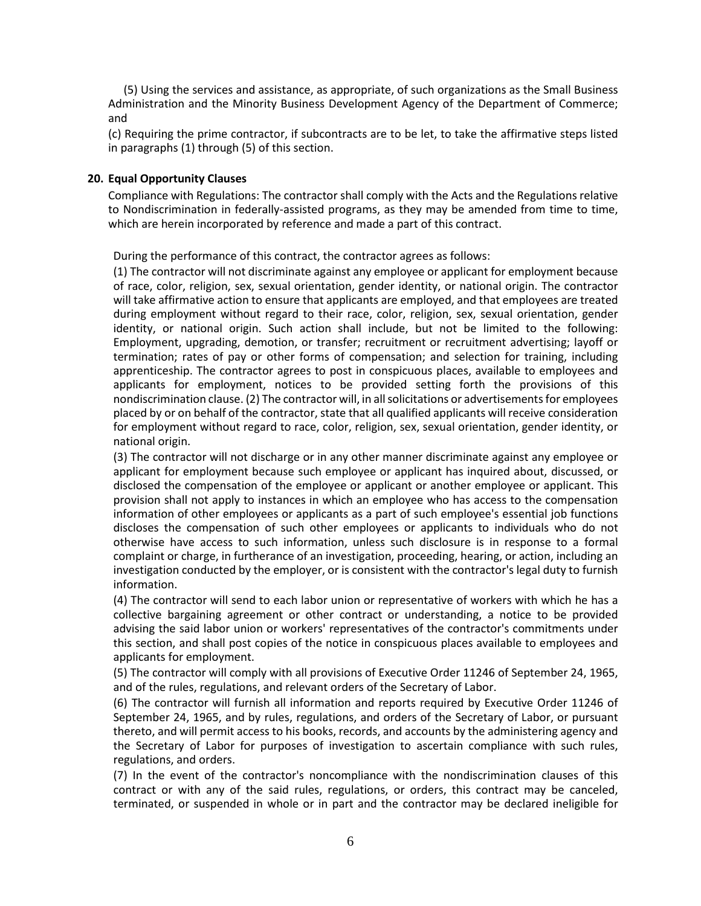(5) Using the services and assistance, as appropriate, of such organizations as the Small Business Administration and the Minority Business Development Agency of the Department of Commerce; and

(c) Requiring the prime contractor, if subcontracts are to be let, to take the affirmative steps listed in paragraphs (1) through (5) of this section.

**20. Equal Opportunity Clauses**

Compliance with Regulations: The contractor shall comply with the Acts and the Regulations relative to Nondiscrimination in federally-assisted programs, as they may be amended from time to time, which are herein incorporated by reference and made a part of this contract.

During the performance of this contract, the contractor agrees as follows:

(1) The contractor will not discriminate against any employee or applicant for employment because of race, color, religion, sex, sexual orientation, gender identity, or national origin. The contractor will take affirmative action to ensure that applicants are employed, and that employees are treated during employment without regard to their race, color, religion, sex, sexual orientation, gender identity, or national origin. Such action shall include, but not be limited to the following: Employment, upgrading, demotion, or transfer; recruitment or recruitment advertising; layoff or termination; rates of pay or other forms of compensation; and selection for training, including apprenticeship. The contractor agrees to post in conspicuous places, available to employees and applicants for employment, notices to be provided setting forth the provisions of this nondiscrimination clause. (2) The contractor will, in all solicitations or advertisements for employees placed by or on behalf of the contractor, state that all qualified applicants will receive consideration for employment without regard to race, color, religion, sex, sexual orientation, gender identity, or national origin.

(3) The contractor will not discharge or in any other manner discriminate against any employee or applicant for employment because such employee or applicant has inquired about, discussed, or disclosed the compensation of the employee or applicant or another employee or applicant. This provision shall not apply to instances in which an employee who has access to the compensation information of other employees or applicants as a part of such employee's essential job functions discloses the compensation of such other employees or applicants to individuals who do not otherwise have access to such information, unless such disclosure is in response to a formal complaint or charge, in furtherance of an investigation, proceeding, hearing, or action, including an investigation conducted by the employer, or is consistent with the contractor's legal duty to furnish information.

(4) The contractor will send to each labor union or representative of workers with which he has a collective bargaining agreement or other contract or understanding, a notice to be provided advising the said labor union or workers' representatives of the contractor's commitments under this section, and shall post copies of the notice in conspicuous places available to employees and applicants for employment.

(5) The contractor will comply with all provisions of Executive Order 11246 of September 24, 1965, and of the rules, regulations, and relevant orders of the Secretary of Labor.

(6) The contractor will furnish all information and reports required by Executive Order 11246 of September 24, 1965, and by rules, regulations, and orders of the Secretary of Labor, or pursuant thereto, and will permit access to his books, records, and accounts by the administering agency and the Secretary of Labor for purposes of investigation to ascertain compliance with such rules, regulations, and orders.

(7) In the event of the contractor's noncompliance with the nondiscrimination clauses of this contract or with any of the said rules, regulations, or orders, this contract may be canceled, terminated, or suspended in whole or in part and the contractor may be declared ineligible for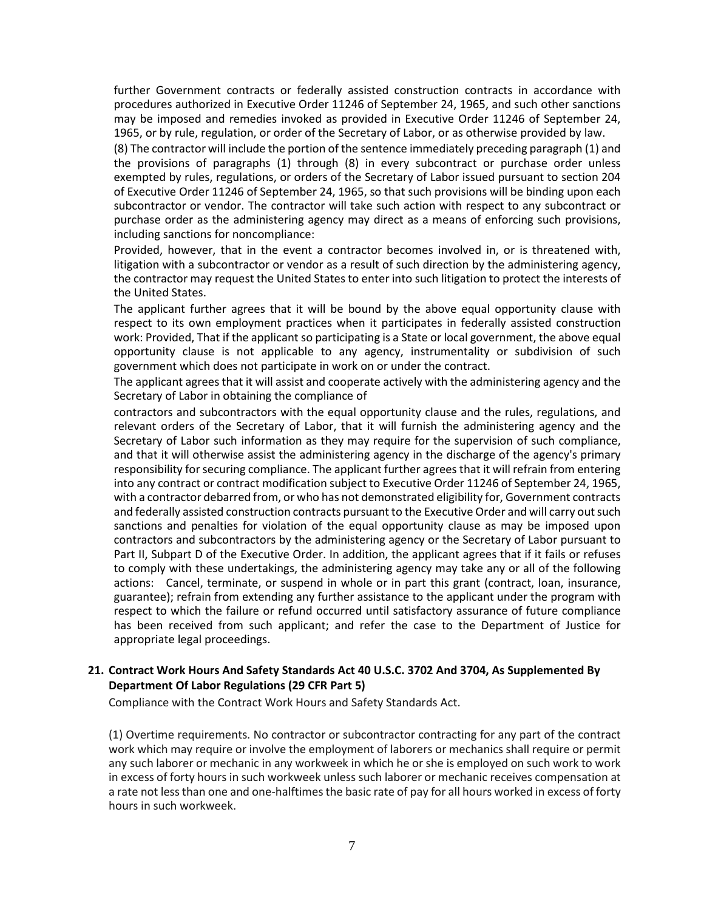further Government contracts or federally assisted construction contracts in accordance with procedures authorized in Executive Order 11246 of September 24, 1965, and such other sanctions may be imposed and remedies invoked as provided in Executive Order 11246 of September 24, 1965, or by rule, regulation, or order of the Secretary of Labor, or as otherwise provided by law.

(8) The contractor will include the portion of the sentence immediately preceding paragraph (1) and the provisions of paragraphs (1) through (8) in every subcontract or purchase order unless exempted by rules, regulations, or orders of the Secretary of Labor issued pursuant to section 204 of Executive Order 11246 of September 24, 1965, so that such provisions will be binding upon each subcontractor or vendor. The contractor will take such action with respect to any subcontract or purchase order as the administering agency may direct as a means of enforcing such provisions, including sanctions for noncompliance:

Provided, however, that in the event a contractor becomes involved in, or is threatened with, litigation with a subcontractor or vendor as a result of such direction by the administering agency, the contractor may request the United States to enter into such litigation to protect the interests of the United States.

The applicant further agrees that it will be bound by the above equal opportunity clause with respect to its own employment practices when it participates in federally assisted construction work: Provided, That if the applicant so participating is a State or local government, the above equal opportunity clause is not applicable to any agency, instrumentality or subdivision of such government which does not participate in work on or under the contract.

The applicant agrees that it will assist and cooperate actively with the administering agency and the Secretary of Labor in obtaining the compliance of

contractors and subcontractors with the equal opportunity clause and the rules, regulations, and relevant orders of the Secretary of Labor, that it will furnish the administering agency and the Secretary of Labor such information as they may require for the supervision of such compliance, and that it will otherwise assist the administering agency in the discharge of the agency's primary responsibility for securing compliance. The applicant further agrees that it will refrain from entering into any contract or contract modification subject to Executive Order 11246 of September 24, 1965, with a contractor debarred from, or who has not demonstrated eligibility for, Government contracts and federally assisted construction contracts pursuant to the Executive Order and will carry out such sanctions and penalties for violation of the equal opportunity clause as may be imposed upon contractors and subcontractors by the administering agency or the Secretary of Labor pursuant to Part II, Subpart D of the Executive Order. In addition, the applicant agrees that if it fails or refuses to comply with these undertakings, the administering agency may take any or all of the following actions: Cancel, terminate, or suspend in whole or in part this grant (contract, loan, insurance, guarantee); refrain from extending any further assistance to the applicant under the program with respect to which the failure or refund occurred until satisfactory assurance of future compliance has been received from such applicant; and refer the case to the Department of Justice for appropriate legal proceedings.

**21. Contract Work Hours And Safety Standards Act 40 U.S.C. 3702 And 3704, As Supplemented By Department Of Labor Regulations (29 CFR Part 5)**

Compliance with the Contract Work Hours and Safety Standards Act.

(1) Overtime requirements. No contractor or subcontractor contracting for any part of the contract work which may require or involve the employment of laborers or mechanics shall require or permit any such laborer or mechanic in any workweek in which he or she is employed on such work to work in excess of forty hours in such workweek unless such laborer or mechanic receives compensation at a rate not less than one and one-halftimes the basic rate of pay for all hours worked in excess of forty hours in such workweek.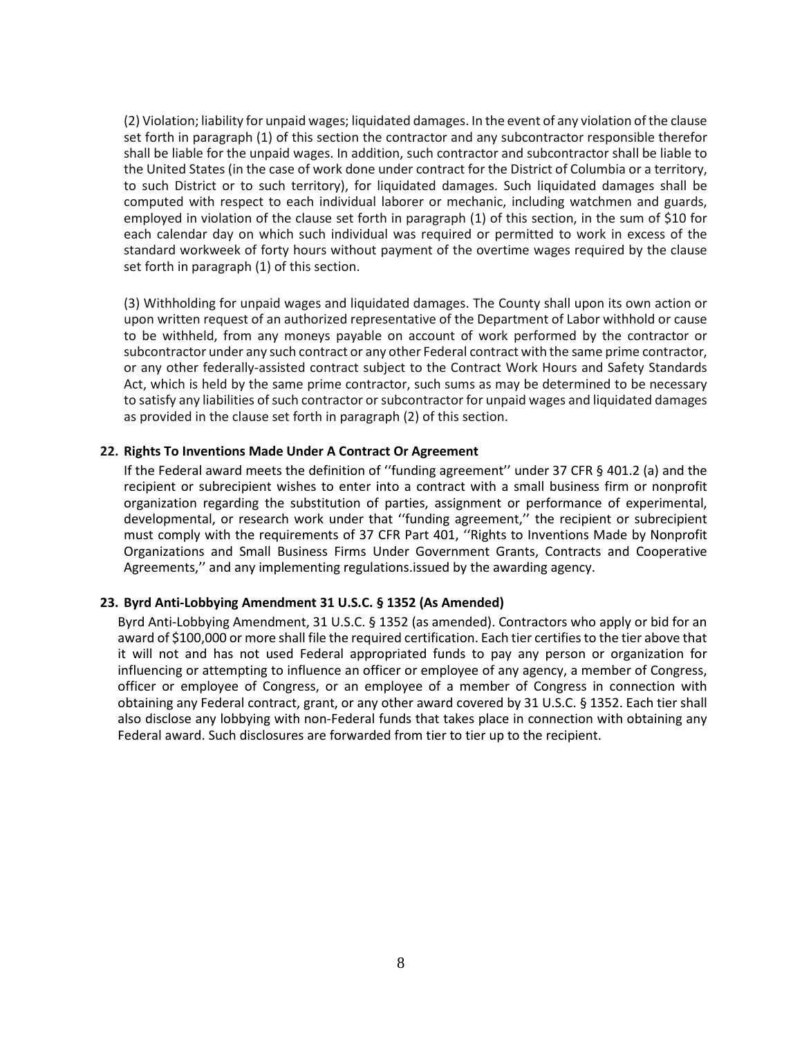(2) Violation; liability for unpaid wages; liquidated damages. In the event of any violation of the clause set forth in paragraph (1) of this section the contractor and any subcontractor responsible therefor shall be liable for the unpaid wages. In addition, such contractor and subcontractor shall be liable to the United States (in the case of work done under contract for the District of Columbia or a territory, to such District or to such territory), for liquidated damages. Such liquidated damages shall be computed with respect to each individual laborer or mechanic, including watchmen and guards, employed in violation of the clause set forth in paragraph (1) of this section, in the sum of $10 for each calendar day on which such individual was required or permitted to work in excess of the standard workweek of forty hours without payment of the overtime wages required by the clause set forth in paragraph (1) of this section.

(3) Withholding for unpaid wages and liquidated damages. The County shall upon its own action or upon written request of an authorized representative of the Department of Labor withhold or cause to be withheld, from any moneys payable on account of work performed by the contractor or subcontractor under any such contract or any other Federal contract with the same prime contractor, or any other federally-assisted contract subject to the Contract Work Hours and Safety Standards Act, which is held by the same prime contractor, such sums as may be determined to be necessary to satisfy any liabilities of such contractor or subcontractor for unpaid wages and liquidated damages as provided in the clause set forth in paragraph (2) of this section.

**22. Rights To Inventions Made Under A Contract Or Agreement**

If the Federal award meets the definition of ''funding agreement'' under 37 CFR § 401.2 (a) and the recipient or subrecipient wishes to enter into a contract with a small business firm or nonprofit organization regarding the substitution of parties, assignment or performance of experimental, developmental, or research work under that ''funding agreement,'' the recipient or subrecipient must comply with the requirements of 37 CFR Part 401, ''Rights to Inventions Made by Nonprofit Organizations and Small Business Firms Under Government Grants, Contracts and Cooperative Agreements,'' and any implementing regulations.issued by the awarding agency.

**23. Byrd Anti-Lobbying Amendment 31 U.S.C. § 1352 (As Amended)**

Byrd Anti-Lobbying Amendment, 31 U.S.C. § 1352 (as amended). Contractors who apply or bid for an award of $100,000 or more shall file the required certification. Each tier certifies to the tier above that it will not and has not used Federal appropriated funds to pay any person or organization for influencing or attempting to influence an officer or employee of any agency, a member of Congress, officer or employee of Congress, or an employee of a member of Congress in connection with obtaining any Federal contract, grant, or any other award covered by 31 U.S.C. § 1352. Each tier shall also disclose any lobbying with non-Federal funds that takes place in connection with obtaining any Federal award. Such disclosures are forwarded from tier to tier up to the recipient.